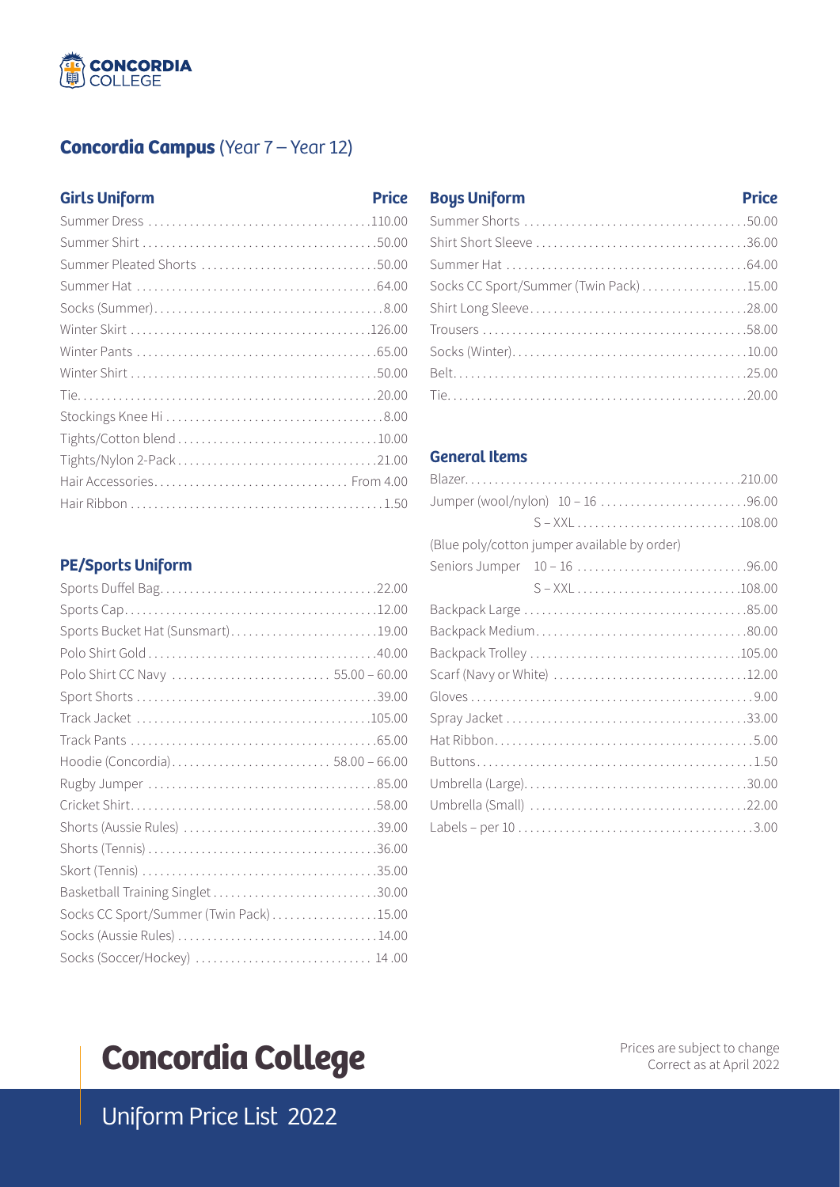CONCORDIA COLLEGE

## Concordia Campus (Year 7 – Year 12)

### Girls Uniform

| Girls Uniform | Price |
|---|---|
| Summer Dress | 110.00 |
| Summer Shirt | 50.00 |
| Summer Pleated Shorts | 50.00 |
| Summer Hat | 64.00 |
| Socks (Summer) | 8.00 |
| Winter Skirt | 126.00 |
| Winter Pants | 65.00 |
| Winter Shirt | 50.00 |
| Tie | 20.00 |
| Stockings Knee Hi | 8.00 |
| Tights/Cotton blend | 10.00 |
| Tights/Nylon 2-Pack | 21.00 |
| Hair Accessories | From 4.00 |
| Hair Ribbon | 1.50 |

### PE/Sports Uniform

| PE/Sports Uniform | Price |
|---|---|
| Sports Duffel Bag | 22.00 |
| Sports Cap | 12.00 |
| Sports Bucket Hat (Sunsmart) | 19.00 |
| Polo Shirt Gold | 40.00 |
| Polo Shirt CC Navy | 55.00 – 60.00 |
| Sport Shorts | 39.00 |
| Track Jacket | 105.00 |
| Track Pants | 65.00 |
| Hoodie (Concordia) | 58.00 – 66.00 |
| Rugby Jumper | 85.00 |
| Cricket Shirt | 58.00 |
| Shorts (Aussie Rules) | 39.00 |
| Shorts (Tennis) | 36.00 |
| Skort (Tennis) | 35.00 |
| Basketball Training Singlet | 30.00 |
| Socks CC Sport/Summer (Twin Pack) | 15.00 |
| Socks (Aussie Rules) | 14.00 |
| Socks (Soccer/Hockey) | 14.00 |

### Boys Uniform

| Boys Uniform | Price |
|---|---|
| Summer Shorts | 50.00 |
| Shirt Short Sleeve | 36.00 |
| Summer Hat | 64.00 |
| Socks CC Sport/Summer (Twin Pack) | 15.00 |
| Shirt Long Sleeve | 28.00 |
| Trousers | 58.00 |
| Socks (Winter) | 10.00 |
| Belt | 25.00 |
| Tie | 20.00 |

### General Items

| General Items | | Price |
|---|---|---|
| Blazer | | 210.00 |
| Jumper (wool/nylon) | 10 – 16 | 96.00 |
| | S – XXL | 108.00 |
| (Blue poly/cotton jumper available by order) | | |
| Seniors Jumper | 10 – 16 | 96.00 |
| | S – XXL | 108.00 |
| Backpack Large | | 85.00 |
| Backpack Medium | | 80.00 |
| Backpack Trolley | | 105.00 |
| Scarf (Navy or White) | | 12.00 |
| Gloves | | 9.00 |
| Spray Jacket | | 33.00 |
| Hat Ribbon | | 5.00 |
| Buttons | | 1.50 |
| Umbrella (Large) | | 30.00 |
| Umbrella (Small) | | 22.00 |
| Labels – per 10 | | 3.00 |

# Concordia College

Uniform Price List 2022

Prices are subject to change
Correct as at April 2022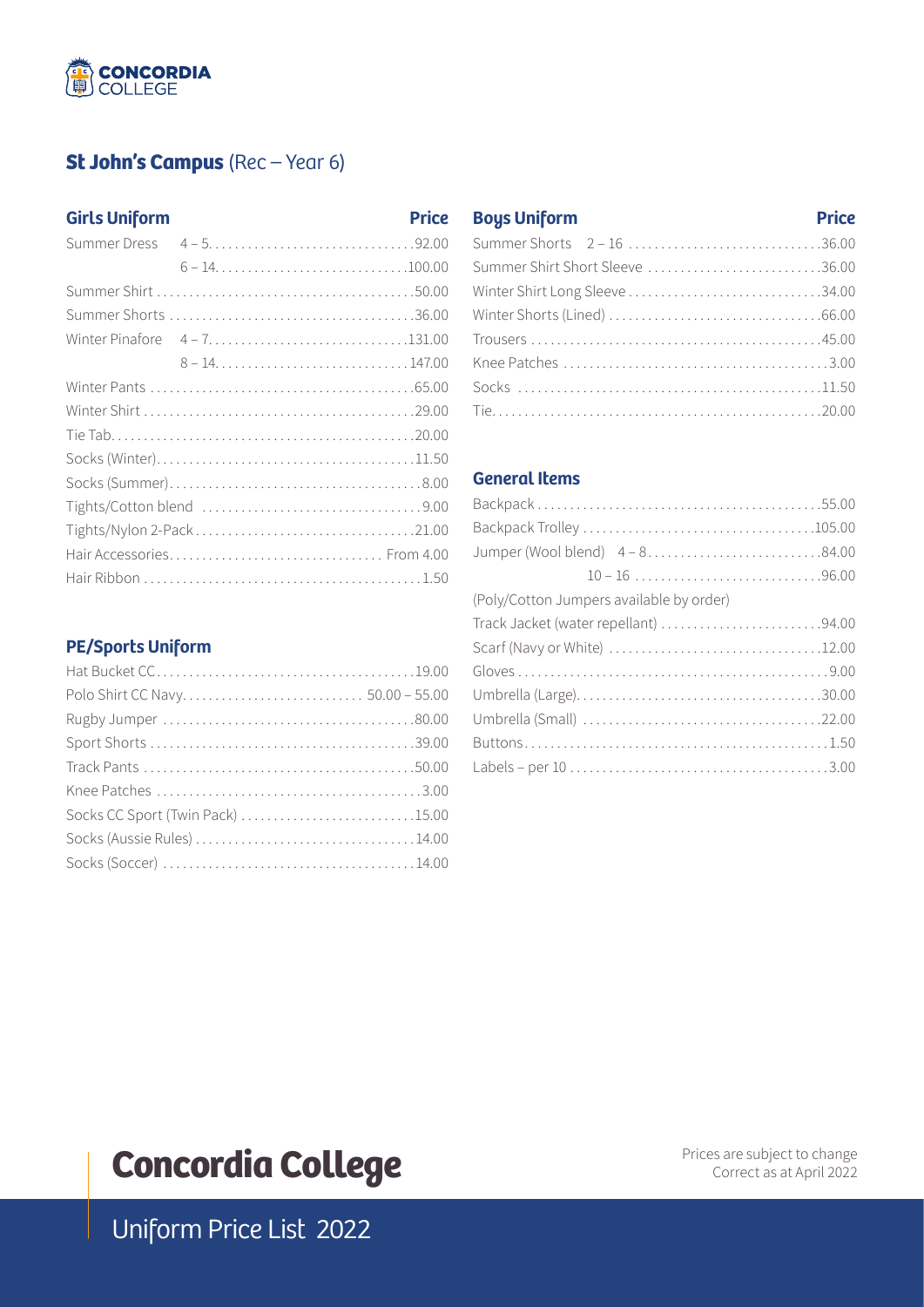## St John's Campus (Rec – Year 6)

### Girls Uniform

| Item | | Price |
|---|---|---|
| Summer Dress | 4 – 5 | 92.00 |
| | 6 – 14 | 100.00 |
| Summer Shirt | | 50.00 |
| Summer Shorts | | 36.00 |
| Winter Pinafore | 4 – 7 | 131.00 |
| | 8 – 14 | 147.00 |
| Winter Pants | | 65.00 |
| Winter Shirt | | 29.00 |
| Tie Tab | | 20.00 |
| Socks (Winter) | | 11.50 |
| Socks (Summer) | | 8.00 |
| Tights/Cotton blend | | 9.00 |
| Tights/Nylon 2-Pack | | 21.00 |
| Hair Accessories | | From 4.00 |
| Hair Ribbon | | 1.50 |

### PE/Sports Uniform

| Item | Price |
|---|---|
| Hat Bucket CC | 19.00 |
| Polo Shirt CC Navy | 50.00 – 55.00 |
| Rugby Jumper | 80.00 |
| Sport Shorts | 39.00 |
| Track Pants | 50.00 |
| Knee Patches | 3.00 |
| Socks CC Sport (Twin Pack) | 15.00 |
| Socks (Aussie Rules) | 14.00 |
| Socks (Soccer) | 14.00 |

### Boys Uniform

| Item | | Price |
|---|---|---|
| Summer Shorts | 2 – 16 | 36.00 |
| Summer Shirt Short Sleeve | | 36.00 |
| Winter Shirt Long Sleeve | | 34.00 |
| Winter Shorts (Lined) | | 66.00 |
| Trousers | | 45.00 |
| Knee Patches | | 3.00 |
| Socks | | 11.50 |
| Tie | | 20.00 |

### General Items

| Item | | Price |
|---|---|---|
| Backpack | | 55.00 |
| Backpack Trolley | | 105.00 |
| Jumper (Wool blend) | 4 – 8 | 84.00 |
| | 10 – 16 | 96.00 |
| (Poly/Cotton Jumpers available by order) | | |
| Track Jacket (water repellant) | | 94.00 |
| Scarf (Navy or White) | | 12.00 |
| Gloves | | 9.00 |
| Umbrella (Large) | | 30.00 |
| Umbrella (Small) | | 22.00 |
| Buttons | | 1.50 |
| Labels – per 10 | | 3.00 |

# Concordia College

Uniform Price List 2022

Prices are subject to change
Correct as at April 2022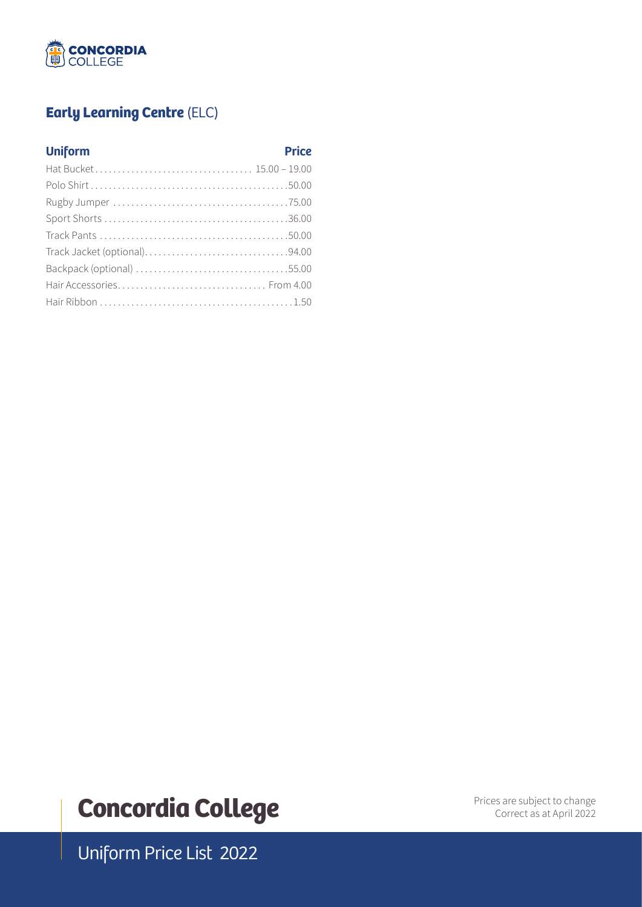## **Early Learning Centre** (ELC)

| Uniform | Price |
|---|---|
| Hat Bucket | 15.00 – 19.00 |
| Polo Shirt | 50.00 |
| Rugby Jumper | 75.00 |
| Sport Shorts | 36.00 |
| Track Pants | 50.00 |
| Track Jacket (optional) | 94.00 |
| Backpack (optional) | 55.00 |
| Hair Accessories | From 4.00 |
| Hair Ribbon | 1.50 |

# Concordia College

Prices are subject to change
Correct as at April 2022

Uniform Price List 2022